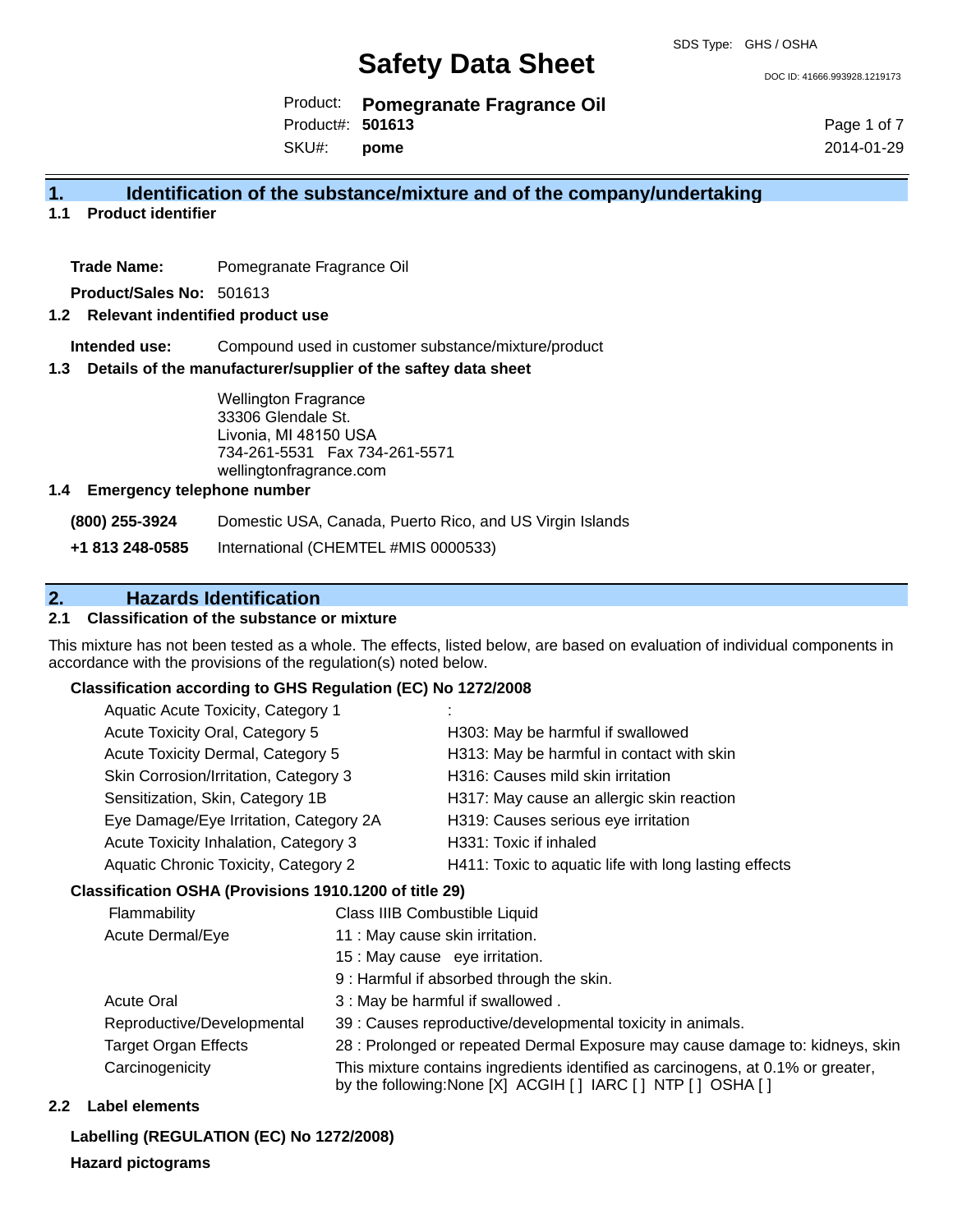# Safety Data Sheet

SDS Type: GHS / OSHA

DOC ID: 41666.993928.1219173

Product: **Pomegranate Fragrance Oil**
Product#: **501613**
SKU#: **pome**

2014-01-29

## 1. Identification of the substance/mixture and of the company/undertaking

### 1.1 Product identifier

**Trade Name:** Pomegranate Fragrance Oil

**Product/Sales No:** 501613

### 1.2 Relevant identified product use

**Intended use:** Compound used in customer substance/mixture/product

### 1.3 Details of the manufacturer/supplier of the saftey data sheet

Wellington Fragrance
33306 Glendale St.
Livonia, MI 48150 USA
734-261-5531 Fax 734-261-5571
wellingtonfragrance.com

### 1.4 Emergency telephone number

**(800) 255-3924** Domestic USA, Canada, Puerto Rico, and US Virgin Islands

**+1 813 248-0585** International (CHEMTEL #MIS 0000533)

## 2. Hazards Identification

### 2.1 Classification of the substance or mixture

This mixture has not been tested as a whole. The effects, listed below, are based on evaluation of individual components in accordance with the provisions of the regulation(s) noted below.

**Classification according to GHS Regulation (EC) No 1272/2008**

| | |
|---|---|
| Aquatic Acute Toxicity, Category 1 | : |
| Acute Toxicity Oral, Category 5 | H303: May be harmful if swallowed |
| Acute Toxicity Dermal, Category 5 | H313: May be harmful in contact with skin |
| Skin Corrosion/Irritation, Category 3 | H316: Causes mild skin irritation |
| Sensitization, Skin, Category 1B | H317: May cause an allergic skin reaction |
| Eye Damage/Eye Irritation, Category 2A | H319: Causes serious eye irritation |
| Acute Toxicity Inhalation, Category 3 | H331: Toxic if inhaled |
| Aquatic Chronic Toxicity, Category 2 | H411: Toxic to aquatic life with long lasting effects |

**Classification OSHA (Provisions 1910.1200 of title 29)**

| | |
|---|---|
| Flammability | Class IIIB Combustible Liquid |
| Acute Dermal/Eye | 11 : May cause skin irritation. |
| | 15 : May cause eye irritation. |
| | 9 : Harmful if absorbed through the skin. |
| Acute Oral | 3 : May be harmful if swallowed . |
| Reproductive/Developmental | 39 : Causes reproductive/developmental toxicity in animals. |
| Target Organ Effects | 28 : Prolonged or repeated Dermal Exposure may cause damage to: kidneys, skin |
| Carcinogenicity | This mixture contains ingredients identified as carcinogens, at 0.1% or greater, by the following:None [X] ACGIH [ ] IARC [ ] NTP [ ] OSHA [ ] |

### 2.2 Label elements

**Labelling (REGULATION (EC) No 1272/2008)**

**Hazard pictograms**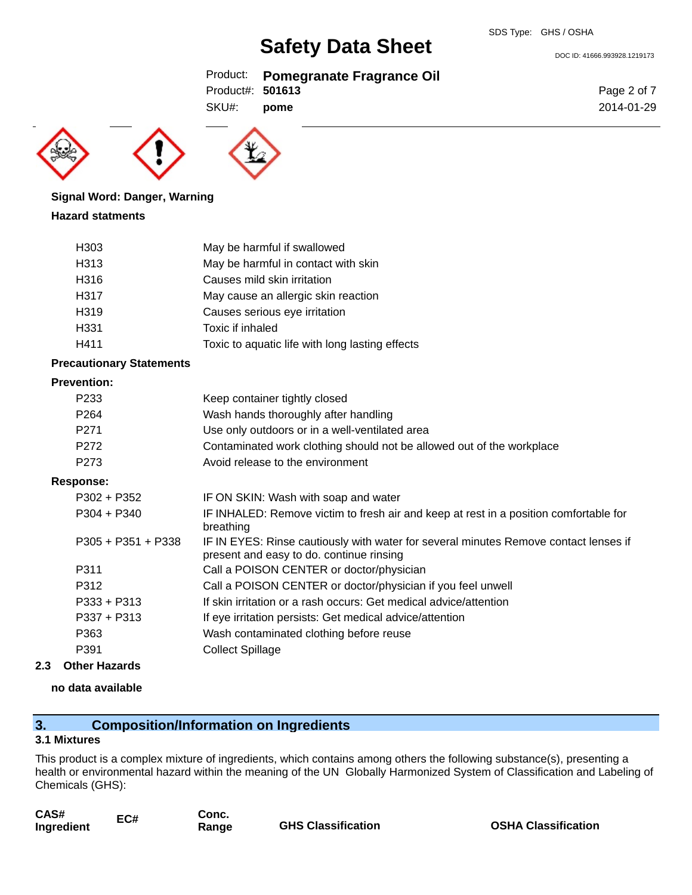**Signal Word: Danger, Warning**

**Hazard statments**

| | |
|---|---|
| H303 | May be harmful if swallowed |
| H313 | May be harmful in contact with skin |
| H316 | Causes mild skin irritation |
| H317 | May cause an allergic skin reaction |
| H319 | Causes serious eye irritation |
| H331 | Toxic if inhaled |
| H411 | Toxic to aquatic life with long lasting effects |

**Precautionary Statements**

**Prevention:**

| | |
|---|---|
| P233 | Keep container tightly closed |
| P264 | Wash hands thoroughly after handling |
| P271 | Use only outdoors or in a well-ventilated area |
| P272 | Contaminated work clothing should not be allowed out of the workplace |
| P273 | Avoid release to the environment |

**Response:**

| | |
|---|---|
| P302 + P352 | IF ON SKIN: Wash with soap and water |
| P304 + P340 | IF INHALED: Remove victim to fresh air and keep at rest in a position comfortable for breathing |
| P305 + P351 + P338 | IF IN EYES: Rinse cautiously with water for several minutes Remove contact lenses if present and easy to do. continue rinsing |
| P311 | Call a POISON CENTER or doctor/physician |
| P312 | Call a POISON CENTER or doctor/physician if you feel unwell |
| P333 + P313 | If skin irritation or a rash occurs: Get medical advice/attention |
| P337 + P313 | If eye irritation persists: Get medical advice/attention |
| P363 | Wash contaminated clothing before reuse |
| P391 | Collect Spillage |

### 2.3 Other Hazards

**no data available**

## 3. Composition/Information on Ingredients

### 3.1 Mixtures

This product is a complex mixture of ingredients, which contains among others the following substance(s), presenting a health or environmental hazard within the meaning of the UN Globally Harmonized System of Classification and Labeling of Chemicals (GHS):

| CAS# Ingredient | EC# | Conc. Range | GHS Classification | OSHA Classification |
|---|---|---|---|---|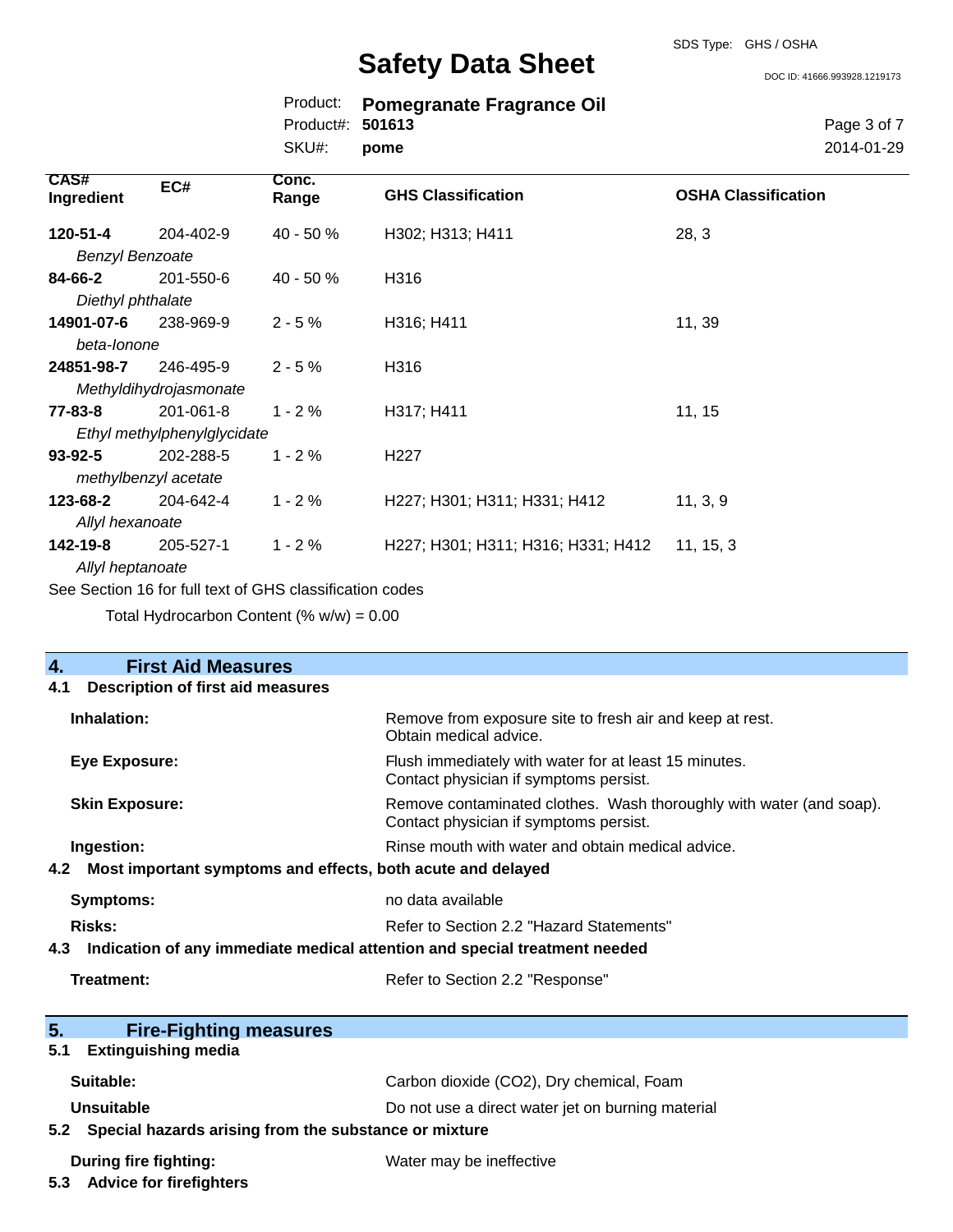| CAS# Ingredient | EC# | Conc. Range | GHS Classification | OSHA Classification |
|---|---|---|---|---|
| **120-51-4** *Benzyl Benzoate* | 204-402-9 | 40 - 50 % | H302; H313; H411 | 28, 3 |
| **84-66-2** *Diethyl phthalate* | 201-550-6 | 40 - 50 % | H316 | |
| **14901-07-6** *beta-Ionone* | 238-969-9 | 2 - 5 % | H316; H411 | 11, 39 |
| **24851-98-7** *Methyldihydrojasmonate* | 246-495-9 | 2 - 5 % | H316 | |
| **77-83-8** *Ethyl methylphenylglycidate* | 201-061-8 | 1 - 2 % | H317; H411 | 11, 15 |
| **93-92-5** *methylbenzyl acetate* | 202-288-5 | 1 - 2 % | H227 | |
| **123-68-2** *Allyl hexanoate* | 204-642-4 | 1 - 2 % | H227; H301; H311; H331; H412 | 11, 3, 9 |
| **142-19-8** *Allyl heptanoate* | 205-527-1 | 1 - 2 % | H227; H301; H311; H316; H331; H412 | 11, 15, 3 |

See Section 16 for full text of GHS classification codes

Total Hydrocarbon Content (% w/w) = 0.00

## 4. First Aid Measures

### 4.1 Description of first aid measures

**Inhalation:** Remove from exposure site to fresh air and keep at rest. Obtain medical advice.

**Eye Exposure:** Flush immediately with water for at least 15 minutes. Contact physician if symptoms persist.

**Skin Exposure:** Remove contaminated clothes. Wash thoroughly with water (and soap). Contact physician if symptoms persist.

**Ingestion:** Rinse mouth with water and obtain medical advice.

### 4.2 Most important symptoms and effects, both acute and delayed

**Symptoms:** no data available

**Risks:** Refer to Section 2.2 "Hazard Statements"

### 4.3 Indication of any immediate medical attention and special treatment needed

**Treatment:** Refer to Section 2.2 "Response"

## 5. Fire-Fighting measures

### 5.1 Extinguishing media

**Suitable:** Carbon dioxide ($CO_2$), Dry chemical, Foam

**Unsuitable** Do not use a direct water jet on burning material

### 5.2 Special hazards arising from the substance or mixture

**During fire fighting:** Water may be ineffective

### 5.3 Advice for firefighters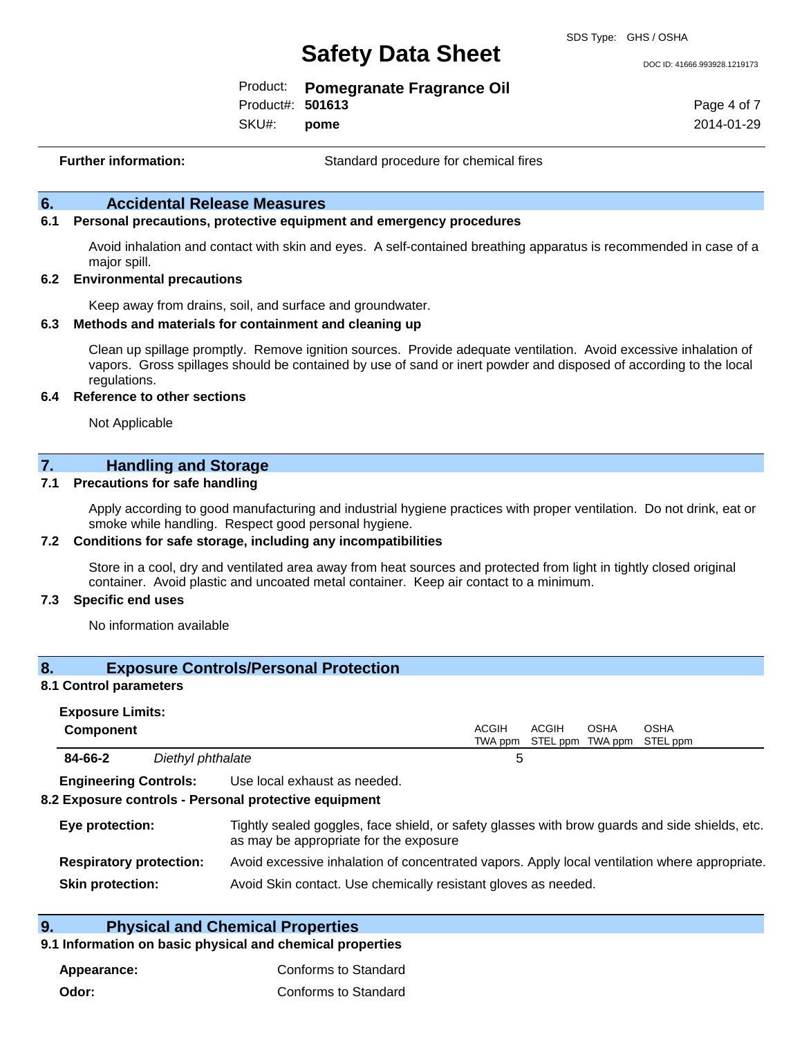**Further information:** Standard procedure for chemical fires

## 6. Accidental Release Measures

### 6.1 Personal precautions, protective equipment and emergency procedures

Avoid inhalation and contact with skin and eyes. A self-contained breathing apparatus is recommended in case of a major spill.

### 6.2 Environmental precautions

Keep away from drains, soil, and surface and groundwater.

### 6.3 Methods and materials for containment and cleaning up

Clean up spillage promptly. Remove ignition sources. Provide adequate ventilation. Avoid excessive inhalation of vapors. Gross spillages should be contained by use of sand or inert powder and disposed of according to the local regulations.

### 6.4 Reference to other sections

Not Applicable

## 7. Handling and Storage

### 7.1 Precautions for safe handling

Apply according to good manufacturing and industrial hygiene practices with proper ventilation. Do not drink, eat or smoke while handling. Respect good personal hygiene.

### 7.2 Conditions for safe storage, including any incompatibilities

Store in a cool, dry and ventilated area away from heat sources and protected from light in tightly closed original container. Avoid plastic and uncoated metal container. Keep air contact to a minimum.

### 7.3 Specific end uses

No information available

## 8. Exposure Controls/Personal Protection

### 8.1 Control parameters

**Exposure Limits:**

| Component | | ACGIH TWA ppm | ACGIH STEL ppm | OSHA TWA ppm | OSHA STEL ppm |
|---|---|---|---|---|---|
| **84-66-2** | *Diethyl phthalate* | 5 | | | |

**Engineering Controls:** Use local exhaust as needed.

### 8.2 Exposure controls - Personal protective equipment

**Eye protection:** Tightly sealed goggles, face shield, or safety glasses with brow guards and side shields, etc. as may be appropriate for the exposure

**Respiratory protection:** Avoid excessive inhalation of concentrated vapors. Apply local ventilation where appropriate.

**Skin protection:** Avoid Skin contact. Use chemically resistant gloves as needed.

## 9. Physical and Chemical Properties

### 9.1 Information on basic physical and chemical properties

**Appearance:** Conforms to Standard

**Odor:** Conforms to Standard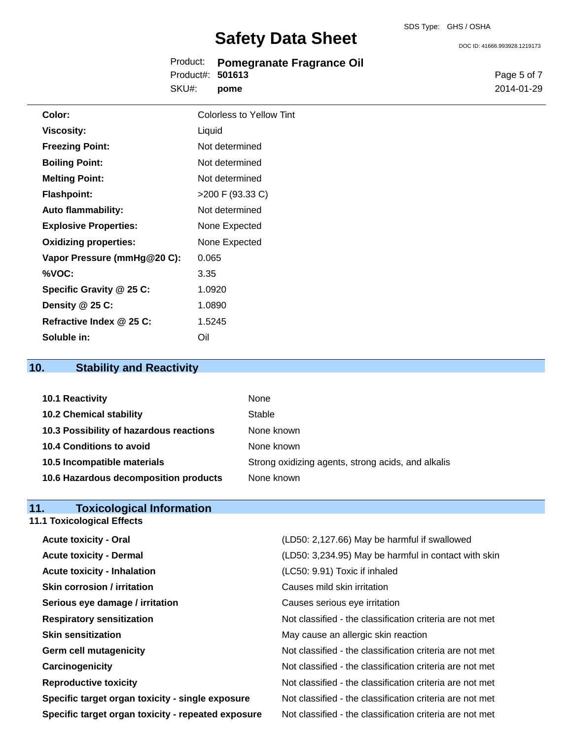| | |
|---|---|
| **Color:** | Colorless to Yellow Tint |
| **Viscosity:** | Liquid |
| **Freezing Point:** | Not determined |
| **Boiling Point:** | Not determined |
| **Melting Point:** | Not determined |
| **Flashpoint:** | >200 F (93.33 C) |
| **Auto flammability:** | Not determined |
| **Explosive Properties:** | None Expected |
| **Oxidizing properties:** | None Expected |
| **Vapor Pressure (mmHg@20 C):** | 0.065 |
| **%VOC:** | 3.35 |
| **Specific Gravity @ 25 C:** | 1.0920 |
| **Density @ 25 C:** | 1.0890 |
| **Refractive Index @ 25 C:** | 1.5245 |
| **Soluble in:** | Oil |

## 10. Stability and Reactivity

| | |
|---|---|
| **10.1 Reactivity** | None |
| **10.2 Chemical stability** | Stable |
| **10.3 Possibility of hazardous reactions** | None known |
| **10.4 Conditions to avoid** | None known |
| **10.5 Incompatible materials** | Strong oxidizing agents, strong acids, and alkalis |
| **10.6 Hazardous decomposition products** | None known |

## 11. Toxicological Information

### 11.1 Toxicological Effects

| | |
|---|---|
| **Acute toxicity - Oral** | (LD50: 2,127.66) May be harmful if swallowed |
| **Acute toxicity - Dermal** | (LD50: 3,234.95) May be harmful in contact with skin |
| **Acute toxicity - Inhalation** | (LC50: 9.91) Toxic if inhaled |
| **Skin corrosion / irritation** | Causes mild skin irritation |
| **Serious eye damage / irritation** | Causes serious eye irritation |
| **Respiratory sensitization** | Not classified - the classification criteria are not met |
| **Skin sensitization** | May cause an allergic skin reaction |
| **Germ cell mutagenicity** | Not classified - the classification criteria are not met |
| **Carcinogenicity** | Not classified - the classification criteria are not met |
| **Reproductive toxicity** | Not classified - the classification criteria are not met |
| **Specific target organ toxicity - single exposure** | Not classified - the classification criteria are not met |
| **Specific target organ toxicity - repeated exposure** | Not classified - the classification criteria are not met |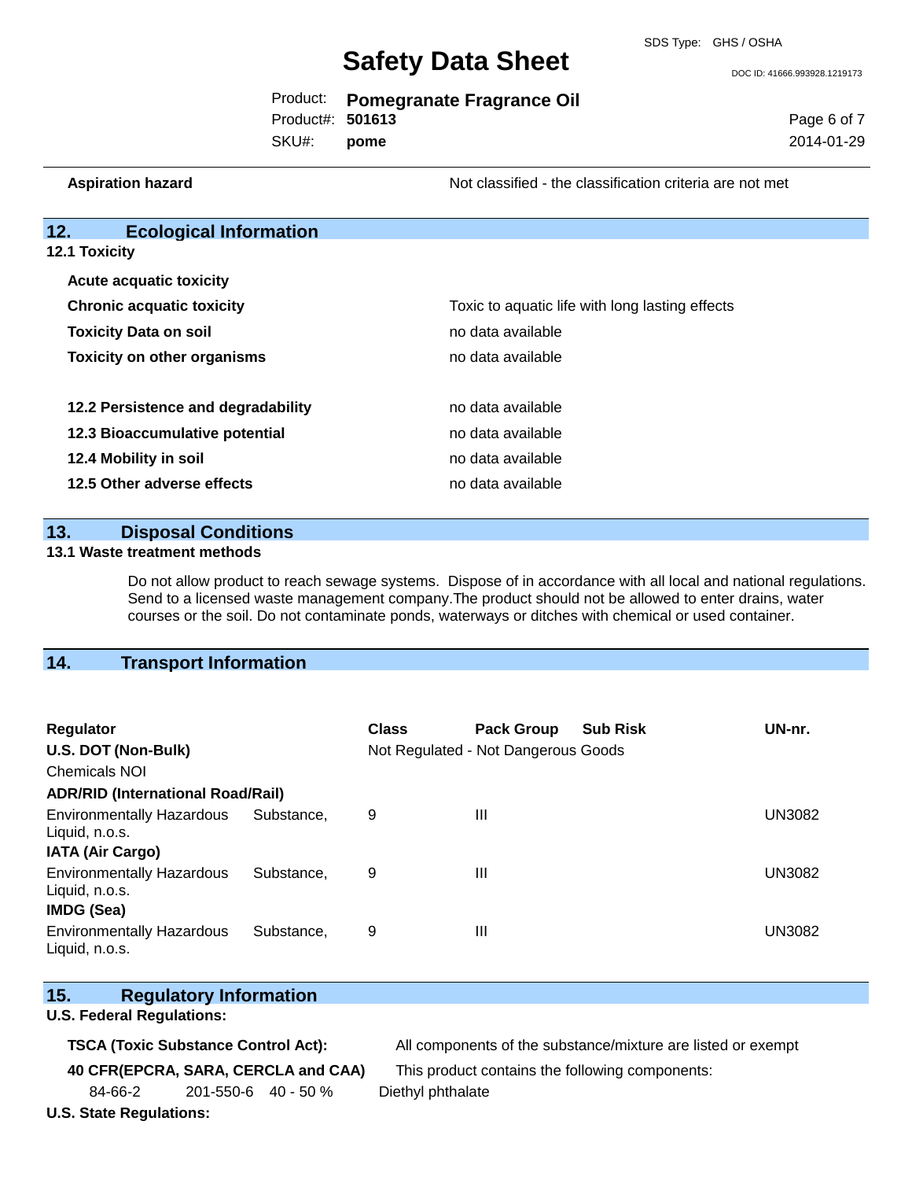| | |
|---|---|
| **Aspiration hazard** | Not classified - the classification criteria are not met |

## 12. Ecological Information

**12.1 Toxicity**

| | |
|---|---|
| **Acute acquatic toxicity** | |
| **Chronic acquatic toxicity** | Toxic to aquatic life with long lasting effects |
| **Toxicity Data on soil** | no data available |
| **Toxicity on other organisms** | no data available |

| | |
|---|---|
| **12.2 Persistence and degradability** | no data available |
| **12.3 Bioaccumulative potential** | no data available |
| **12.4 Mobility in soil** | no data available |
| **12.5 Other adverse effects** | no data available |

## 13. Disposal Conditions

**13.1 Waste treatment methods**

Do not allow product to reach sewage systems. Dispose of in accordance with all local and national regulations. Send to a licensed waste management company.The product should not be allowed to enter drains, water courses or the soil. Do not contaminate ponds, waterways or ditches with chemical or used container.

## 14. Transport Information

| Regulator | Class | Pack Group | Sub Risk | UN-nr. |
|---|---|---|---|---|
| **U.S. DOT (Non-Bulk)** | Not Regulated - Not Dangerous Goods | | | |
| Chemicals NOI | | | | |
| **ADR/RID (International Road/Rail)** | | | | |
| Environmentally Hazardous Substance, Liquid, n.o.s. | 9 | III | | UN3082 |
| **IATA (Air Cargo)** | | | | |
| Environmentally Hazardous Substance, Liquid, n.o.s. | 9 | III | | UN3082 |
| **IMDG (Sea)** | | | | |
| Environmentally Hazardous Substance, Liquid, n.o.s. | 9 | III | | UN3082 |

## 15. Regulatory Information

**U.S. Federal Regulations:**

| | |
|---|---|
| **TSCA (Toxic Substance Control Act):** | All components of the substance/mixture are listed or exempt |
| **40 CFR(EPCRA, SARA, CERCLA and CAA)** | This product contains the following components: |

| | | | |
|---|---|---|---|
| 84-66-2 | 201-550-6 | 40 - 50 % | Diethyl phthalate |

**U.S. State Regulations:**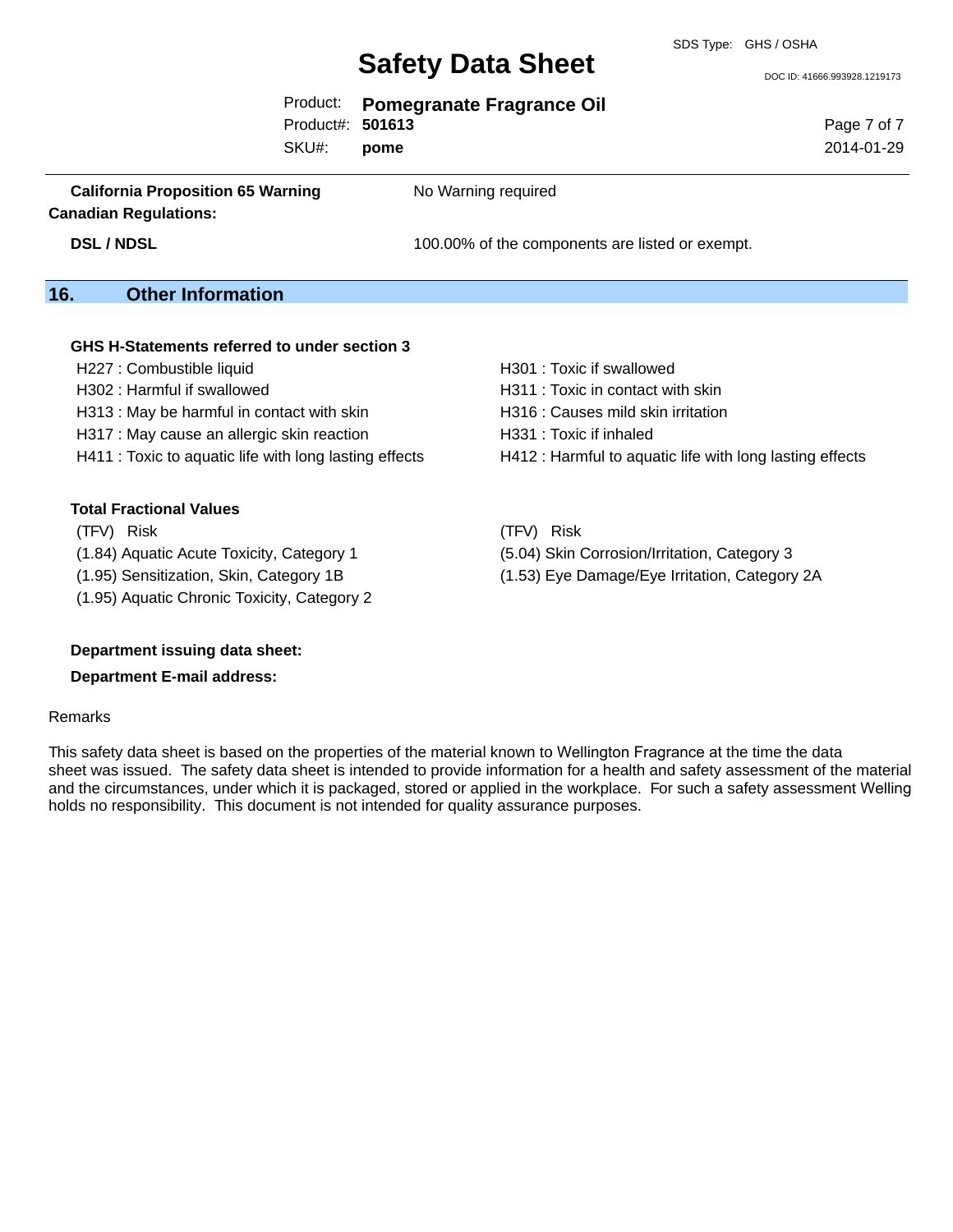**California Proposition 65 Warning** No Warning required

**Canadian Regulations:**

**DSL / NDSL** 100.00% of the components are listed or exempt.

## 16. Other Information

**GHS H-Statements referred to under section 3**

H227 : Combustible liquid
H302 : Harmful if swallowed
H313 : May be harmful in contact with skin
H317 : May cause an allergic skin reaction
H411 : Toxic to aquatic life with long lasting effects
H301 : Toxic if swallowed
H311 : Toxic in contact with skin
H316 : Causes mild skin irritation
H331 : Toxic if inhaled
H412 : Harmful to aquatic life with long lasting effects

**Total Fractional Values**

(TFV) Risk
(1.84) Aquatic Acute Toxicity, Category 1
(1.95) Sensitization, Skin, Category 1B
(1.95) Aquatic Chronic Toxicity, Category 2

(TFV) Risk
(5.04) Skin Corrosion/Irritation, Category 3
(1.53) Eye Damage/Eye Irritation, Category 2A

**Department issuing data sheet:**

**Department E-mail address:**

Remarks

This safety data sheet is based on the properties of the material known to Wellington Fragrance at the time the data sheet was issued. The safety data sheet is intended to provide information for a health and safety assessment of the material and the circumstances, under which it is packaged, stored or applied in the workplace. For such a safety assessment Welling holds no responsibility. This document is not intended for quality assurance purposes.